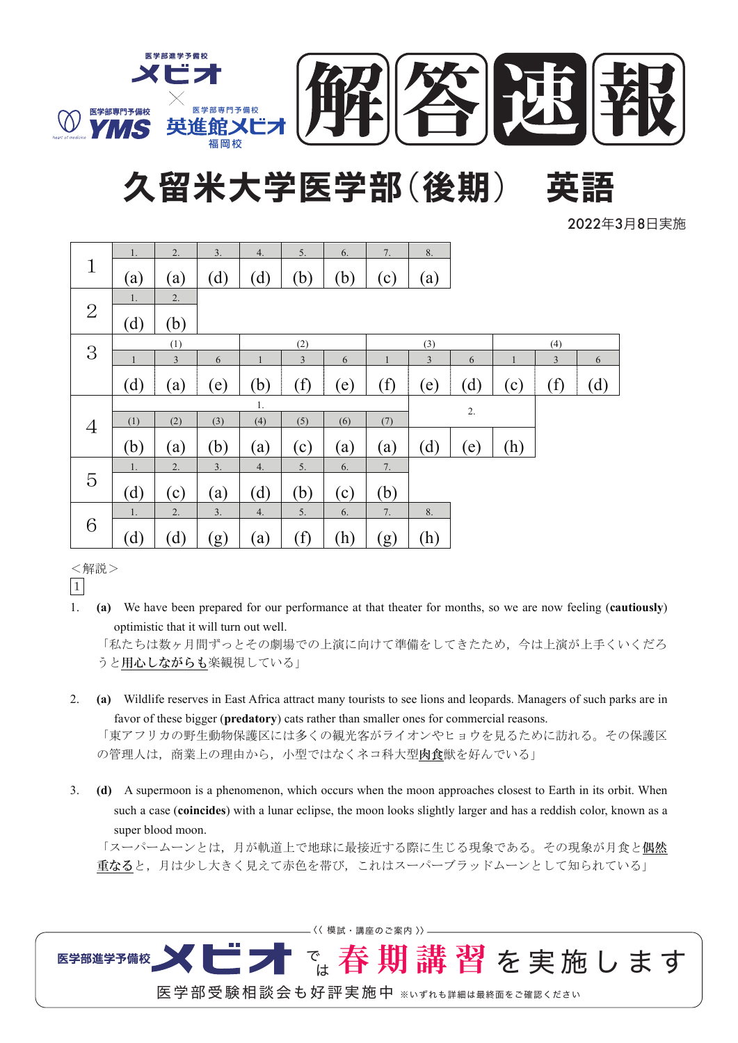医学部進学予備校 メビオ × 医学部専門予備校 YMS 医学部専門予備校 英進館メビオ 福岡校

# 解答速報

# 久留米大学医学部（後期）　英語

2022年3月8日実施

| 1 | 1. | 2. | 3. | 4. | 5. | 6. | 7. | 8. |
|---|---|---|---|---|---|---|---|---|
| | (a) | (a) | (d) | (d) | (b) | (b) | (c) | (a) |

| 2 | 1. | 2. |
|---|---|---|
| | (d) | (b) |

| 3 | (1) | | | (2) | | | (3) | | | (4) | | |
|---|---|---|---|---|---|---|---|---|---|---|---|---|
| | 1 | 3 | 6 | 1 | 3 | 6 | 1 | 3 | 6 | 1 | 3 | 6 |
| | (d) | (a) | (e) | (b) | (f) | (e) | (f) | (e) | (d) | (c) | (f) | (d) |

| 4 | 1. | | | | | | | 2. | | |
|---|---|---|---|---|---|---|---|---|---|---|
| | (1) | (2) | (3) | (4) | (5) | (6) | (7) | | | |
| | (b) | (a) | (b) | (a) | (c) | (a) | (a) | (d) | (e) | (h) |

| 5 | 1. | 2. | 3. | 4. | 5. | 6. | 7. |
|---|---|---|---|---|---|---|---|
| | (d) | (c) | (a) | (d) | (b) | (c) | (b) |

| 6 | 1. | 2. | 3. | 4. | 5. | 6. | 7. | 8. |
|---|---|---|---|---|---|---|---|---|
| | (d) | (d) | (g) | (a) | (f) | (h) | (g) | (h) |

＜解説＞

1

1. **(a)** We have been prepared for our performance at that theater for months, so we are now feeling (**cautiously**) optimistic that it will turn out well.
「私たちは数ヶ月間ずっとその劇場での上演に向けて準備をしてきたため，今は上演が上手くいくだろうと用心しながらも楽観視している」

2. **(a)** Wildlife reserves in East Africa attract many tourists to see lions and leopards. Managers of such parks are in favor of these bigger (**predatory**) cats rather than smaller ones for commercial reasons.
「東アフリカの野生動物保護区には多くの観光客がライオンやヒョウを見るために訪れる。その保護区の管理人は，商業上の理由から，小型ではなくネコ科大型肉食獣を好んでいる」

3. **(d)** A supermoon is a phenomenon, which occurs when the moon approaches closest to Earth in its orbit. When such a case (**coincides**) with a lunar eclipse, the moon looks slightly larger and has a reddish color, known as a super blood moon.
「スーパームーンとは，月が軌道上で地球に最接近する際に生じる現象である。その現象が月食と偶然重なると，月は少し大きく見えて赤色を帯び，これはスーパーブラッドムーンとして知られている」

《 模試・講座のご案内 》
医学部進学予備校 メビオ では 春期講習 を実施します
医学部受験相談会も好評実施中 ※いずれも詳細は最終面をご確認ください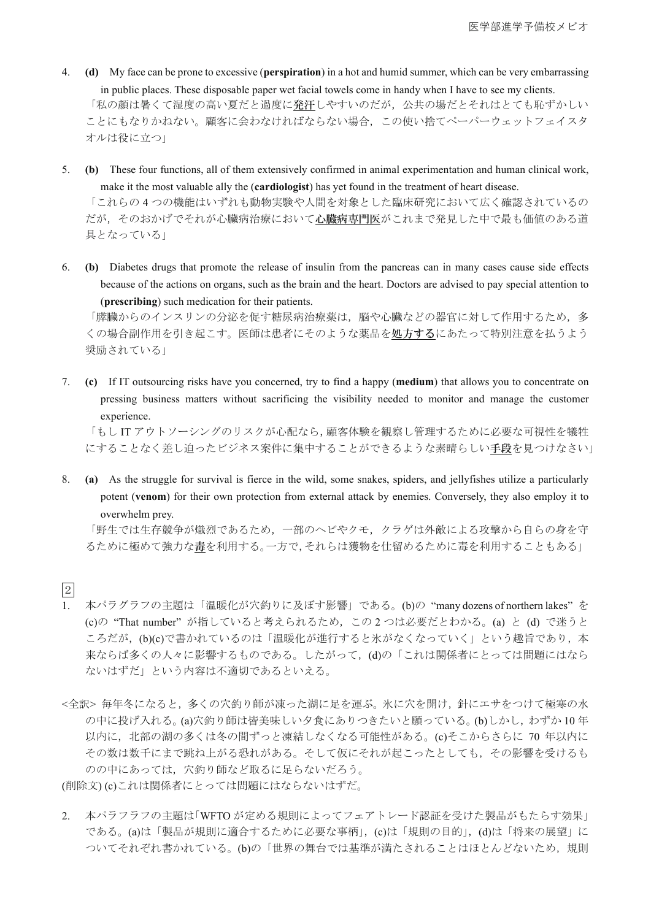4. **(d)** My face can be prone to excessive (**perspiration**) in a hot and humid summer, which can be very embarrassing in public places. These disposable paper wet facial towels come in handy when I have to see my clients.

「私の顔は暑くて湿度の高い夏だと過度に<u>発汗</u>しやすいのだが，公共の場だとそれはとても恥ずかしいことにもなりかねない。顧客に会わなければならない場合，この使い捨てペーパーウェットフェイスタオルは役に立つ」

5. **(b)** These four functions, all of them extensively confirmed in animal experimentation and human clinical work, make it the most valuable ally the (**cardiologist**) has yet found in the treatment of heart disease.

「これらの 4 つの機能はいずれも動物実験や人間を対象とした臨床研究において広く確認されているのだが，そのおかげでそれが心臓病治療において<u>**心臓病専門医**</u>がこれまで発見した中で最も価値のある道具となっている」

6. **(b)** Diabetes drugs that promote the release of insulin from the pancreas can in many cases cause side effects because of the actions on organs, such as the brain and the heart. Doctors are advised to pay special attention to (**prescribing**) such medication for their patients.

「膵臓からのインスリンの分泌を促す糖尿病治療薬は，脳や心臓などの器官に対して作用するため，多くの場合副作用を引き起こす。医師は患者にそのような薬品を<u>処方する</u>にあたって特別注意を払うよう奨励されている」

7. **(c)** If IT outsourcing risks have you concerned, try to find a happy (**medium**) that allows you to concentrate on pressing business matters without sacrificing the visibility needed to monitor and manage the customer experience.

「もし IT アウトソーシングのリスクが心配なら，顧客体験を観察し管理するために必要な可視性を犠牲にすることなく差し迫ったビジネス案件に集中することができるような素晴らしい<u>手段</u>を見つけなさい」

8. **(a)** As the struggle for survival is fierce in the wild, some snakes, spiders, and jellyfishes utilize a particularly potent (**venom**) for their own protection from external attack by enemies. Conversely, they also employ it to overwhelm prey.

「野生では生存競争が熾烈であるため，一部のヘビやクモ，クラゲは外敵による攻撃から自らの身を守るために極めて強力な<u>**毒**</u>を利用する。一方で，それらは獲物を仕留めるために毒を利用することもある」

2

1. 本パラグラフの主題は「温暖化が穴釣りに及ぼす影響」である。(b)の "many dozens of northern lakes" を (c)の "That number" が指していると考えられるため，この 2 つは必要だとわかる。(a) と (d) で迷うところだが，(b)(c)で書かれているのは「温暖化が進行すると氷がなくなっていく」という趣旨であり，本来ならば多くの人々に影響するものである。したがって，(d)の「これは関係者にとっては問題にはならないはずだ」という内容は不適切であるといえる。

<全訳> 毎年冬になると，多くの穴釣り師が凍った湖に足を運ぶ。氷に穴を開け，針にエサをつけて極寒の水の中に投げ入れる。(a)穴釣り師は皆美味しい夕食にありつきたいと願っている。(b)しかし，わずか 10 年以内に，北部の湖の多くは冬の間ずっと凍結しなくなる可能性がある。(c)そこからさらに 70 年以内にその数は数千にまで跳ね上がる恐れがある。そして仮にそれが起こったとしても，その影響を受けるものの中にあっては，穴釣り師など取るに足らないだろう。

(削除文) (c)これは関係者にとっては問題にはならないはずだ。

2. 本パラフラフの主題は「WFTO が定める規則によってフェアトレード認証を受けた製品がもたらす効果」である。(a)は「製品が規則に適合するために必要な事柄」，(c)は「規則の目的」，(d)は「将来の展望」についてそれぞれ書かれている。(b)の「世界の舞台では基準が満たされることはほとんどないため，規則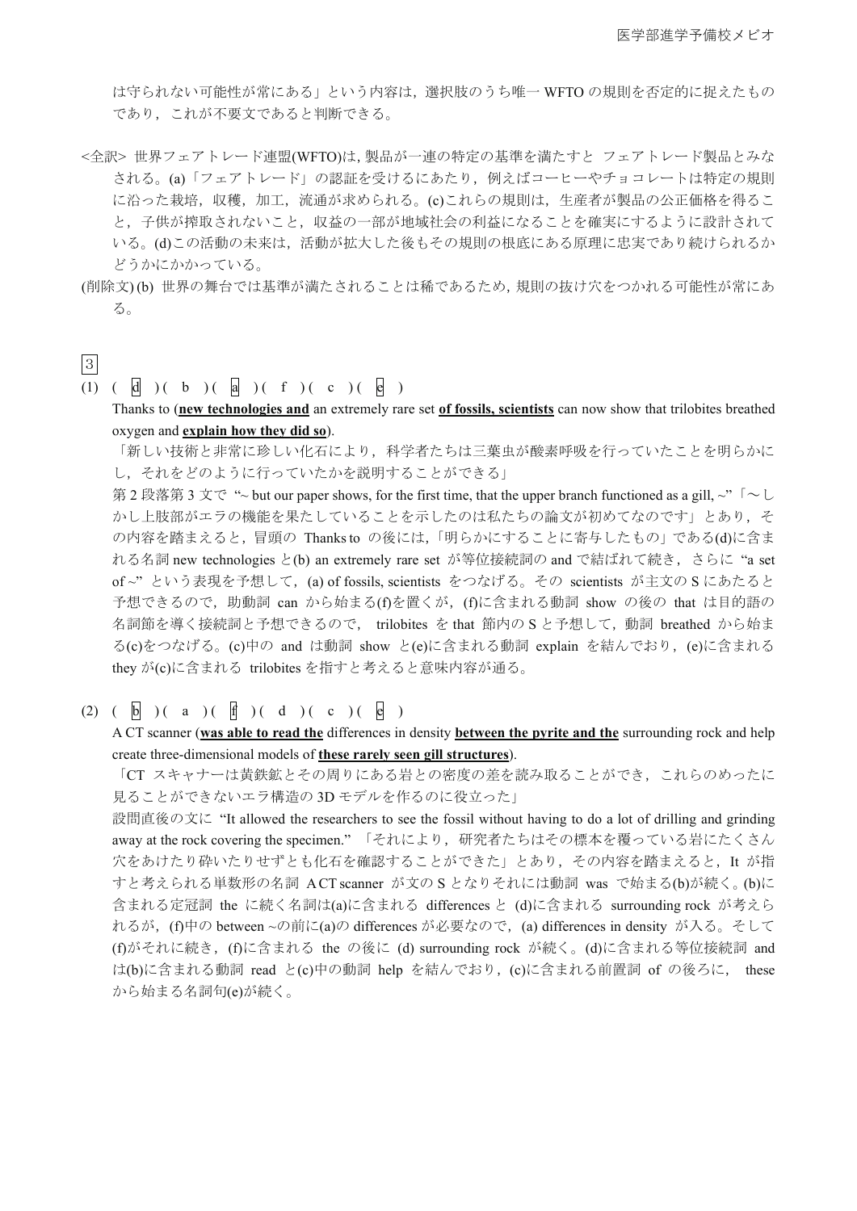は守られない可能性が常にある」という内容は，選択肢のうち唯一 WFTO の規則を否定的に捉えたものであり，これが不要文であると判断できる。

<全訳> 世界フェアトレード連盟(WFTO)は, 製品が一連の特定の基準を満たすと フェアトレード製品とみなされる。(a)「フェアトレード」の認証を受けるにあたり，例えばコーヒーやチョコレートは特定の規則に沿った栽培，収穫，加工，流通が求められる。(c)これらの規則は，生産者が製品の公正価格を得ること，子供が搾取されないこと，収益の一部が地域社会の利益になることを確実にするように設計されている。(d)この活動の未来は，活動が拡大した後もその規則の根底にある原理に忠実であり続けられるかどうかにかかっている。

(削除文) (b) 世界の舞台では基準が満たされることは稀であるため, 規則の抜け穴をつかれる可能性が常にある。

3

(1) ( d )( b )( a )( f )( c )( e )

Thanks to (**new technologies and** an extremely rare set **of fossils, scientists** can now show that trilobites breathed oxygen and **explain how they did so**).

「新しい技術と非常に珍しい化石により，科学者たちは三葉虫が酸素呼吸を行っていたことを明らかにし，それをどのように行っていたかを説明することができる」

第 2 段落第 3 文で "~ but our paper shows, for the first time, that the upper branch functioned as a gill, ~"「～しかし上肢部がエラの機能を果たしていることを示したのは私たちの論文が初めてなのです」とあり，その内容を踏まえると，冒頭の Thanks to の後には,「明らかにすることに寄与したもの」である(d)に含まれる名詞 new technologies と(b) an extremely rare set が等位接続詞の and で結ばれて続き，さらに "a set of ~" という表現を予想して，(a) of fossils, scientists をつなげる。その scientists が主文の S にあたると予想できるので，助動詞 can から始まる(f)を置くが，(f)に含まれる動詞 show の後の that は目的語の名詞節を導く接続詞と予想できるので， trilobites を that 節内の S と予想して，動詞 breathed から始まる(c)をつなげる。(c)中の and は動詞 show と(e)に含まれる動詞 explain を結んでおり，(e)に含まれる they が(c)に含まれる trilobites を指すと考えると意味内容が通る。

(2) ( b )( a )( f )( d )( c )( e )

A CT scanner (**was able to read the** differences in density **between the pyrite and the** surrounding rock and help create three-dimensional models of **these rarely seen gill structures**).

「CT スキャナーは黄鉄鉱とその周りにある岩との密度の差を読み取ることができ，これらのめったに見ることができないエラ構造の 3D モデルを作るのに役立った」

設問直後の文に "It allowed the researchers to see the fossil without having to do a lot of drilling and grinding away at the rock covering the specimen." 「それにより，研究者たちはその標本を覆っている岩にたくさん穴をあけたり砕いたりせずとも化石を確認することができた」とあり，その内容を踏まえると，It が指すと考えられる単数形の名詞 A CT scanner が文の S となりそれには動詞 was で始まる(b)が続く。(b)に含まれる定冠詞 the に続く名詞は(a)に含まれる differences と (d)に含まれる surrounding rock が考えられるが，(f)中の between ~の前に(a)の differences が必要なので，(a) differences in density が入る。そして(f)がそれに続き，(f)に含まれる the の後に (d) surrounding rock が続く。(d)に含まれる等位接続詞 and は(b)に含まれる動詞 read と(c)中の動詞 help を結んでおり，(c)に含まれる前置詞 of の後ろに， these から始まる名詞句(e)が続く。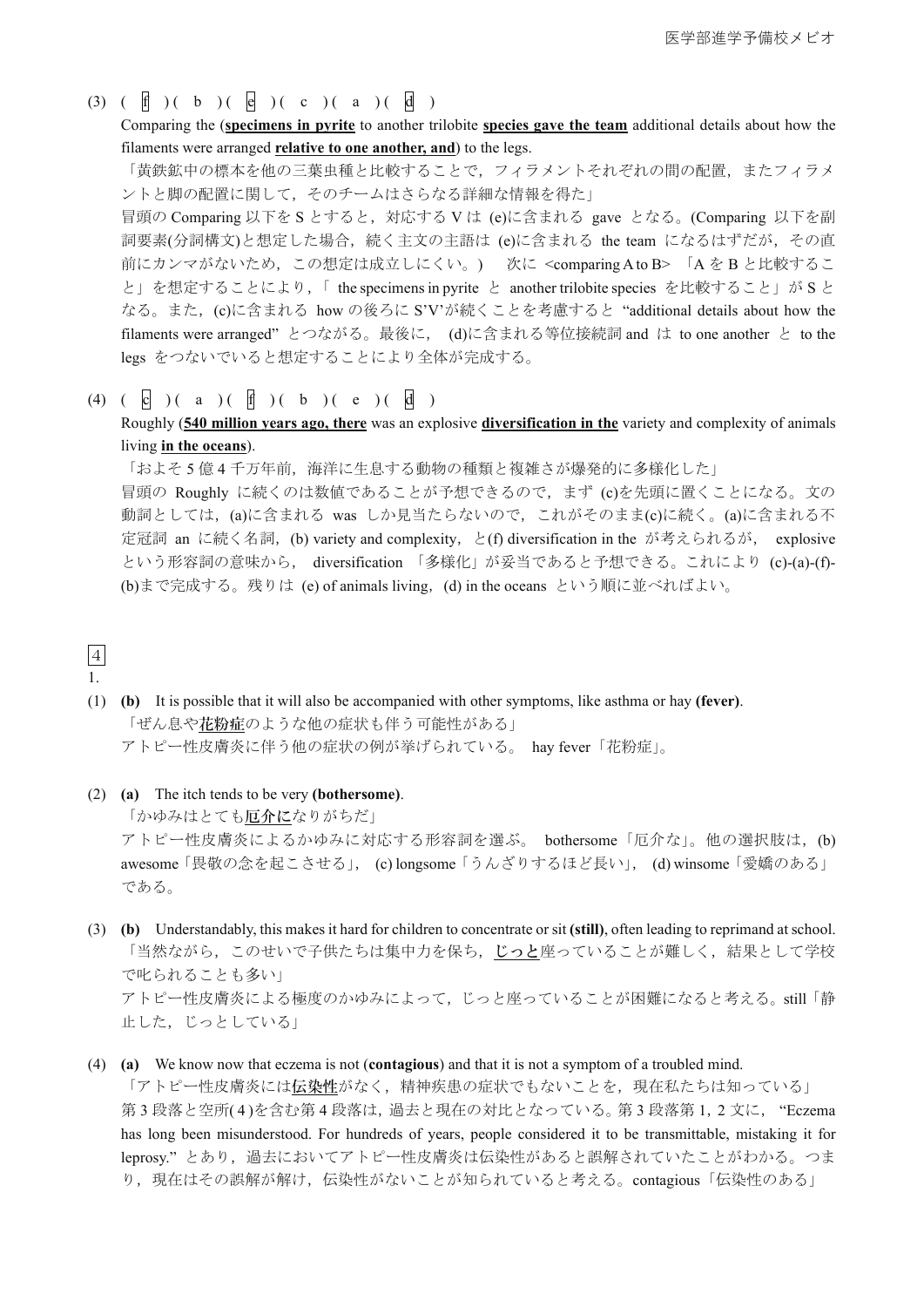(3) ( f )( b )( e )( c )( a )( d )

Comparing the (**<u>specimens in pyrite</u>** to another trilobite **<u>species gave the team</u>** additional details about how the filaments were arranged **<u>relative to one another, and</u>**) to the legs.

「黄鉄鉱中の標本を他の三葉虫種と比較することで，フィラメントそれぞれの間の配置，またフィラメントと脚の配置に関して，そのチームはさらなる詳細な情報を得た」

冒頭の Comparing 以下を S とすると，対応する V は (e)に含まれる gave となる。(Comparing 以下を副詞要素(分詞構文)と想定した場合，続く主文の主語は (e)に含まれる the team になるはずだが，その直前にカンマがないため，この想定は成立しにくい。) 次に <comparing A to B> 「A を B と比較すること」を想定することにより，「 the specimens in pyrite と another trilobite species を比較すること」が S となる。また，(c)に含まれる how の後ろに S'V'が続くことを考慮すると "additional details about how the filaments were arranged" とつながる。最後に， (d)に含まれる等位接続詞 and は to one another と to the legs をつないでいると想定することにより全体が完成する。

(4) ( c )( a )( f )( b )( e )( d )

Roughly (**<u>540 million years ago, there</u>** was an explosive **<u>diversification in the</u>** variety and complexity of animals living **<u>in the oceans</u>**).

「およそ 5 億 4 千万年前，海洋に生息する動物の種類と複雑さが爆発的に多様化した」

冒頭の Roughly に続くのは数値であることが予想できるので，まず (c)を先頭に置くことになる。文の動詞としては，(a)に含まれる was しか見当たらないので，これがそのまま(c)に続く。(a)に含まれる不定冠詞 an に続く名詞，(b) variety and complexity，と(f) diversification in the が考えられるが， explosive という形容詞の意味から， diversification 「多様化」が妥当であると予想できる。これにより (c)-(a)-(f)-(b)まで完成する。残りは (e) of animals living，(d) in the oceans という順に並べればよい。

## 4

1.

(1) **(b)** It is possible that it will also be accompanied with other symptoms, like asthma or hay **(fever)**.

「ぜん息や<u>花粉症</u>のような他の症状も伴う可能性がある」

アトピー性皮膚炎に伴う他の症状の例が挙げられている。 hay fever「花粉症」。

(2) **(a)** The itch tends to be very **(bothersome)**.

「かゆみはとても<u>厄介に</u>なりがちだ」

アトピー性皮膚炎によるかゆみに対応する形容詞を選ぶ。 bothersome「厄介な」。他の選択肢は，(b) awesome「畏敬の念を起こさせる」， (c) longsome「うんざりするほど長い」， (d) winsome「愛嬌のある」である。

(3) **(b)** Understandably, this makes it hard for children to concentrate or sit **(still)**, often leading to reprimand at school.

「当然ながら，このせいで子供たちは集中力を保ち，<u>じっと</u>座っていることが難しく，結果として学校で叱られることも多い」

アトピー性皮膚炎による極度のかゆみによって，じっと座っていることが困難になると考える。still「静止した，じっとしている」

(4) **(a)** We know now that eczema is not (**contagious**) and that it is not a symptom of a troubled mind.

「アトピー性皮膚炎には<u>伝染性</u>がなく，精神疾患の症状でもないことを，現在私たちは知っている」

第 3 段落と空所( 4 )を含む第 4 段落は，過去と現在の対比となっている。第 3 段落第 1，2 文に， "Eczema has long been misunderstood. For hundreds of years, people considered it to be transmittable, mistaking it for leprosy." とあり，過去においてアトピー性皮膚炎は伝染性があると誤解されていたことがわかる。つまり，現在はその誤解が解け，伝染性がないことが知られていると考える。contagious「伝染性のある」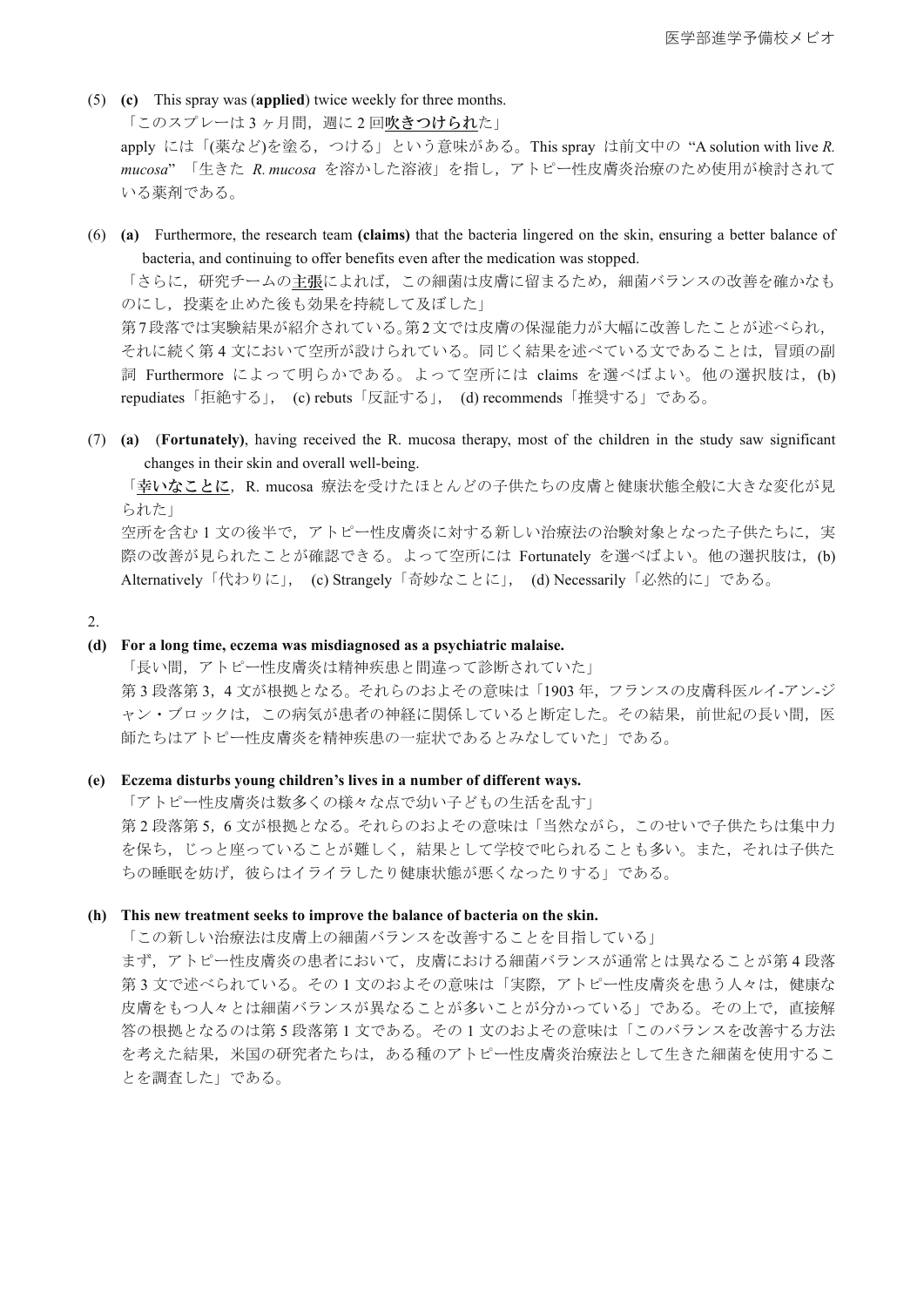(5) **(c)** This spray was (**applied**) twice weekly for three months.

「このスプレーは3ヶ月間，週に2回<u>吹きつけられ</u>た」

apply には「(薬など)を塗る，つける」という意味がある。This spray は前文中の “A solution with live *R. mucosa*” 「生きた *R. mucosa* を溶かした溶液」を指し，アトピー性皮膚炎治療のため使用が検討されている薬剤である。

(6) **(a)** Furthermore, the research team **(claims)** that the bacteria lingered on the skin, ensuring a better balance of bacteria, and continuing to offer benefits even after the medication was stopped.

「さらに，研究チームの<u>主張</u>によれば，この細菌は皮膚に留まるため，細菌バランスの改善を確かなものにし，投薬を止めた後も効果を持続して及ぼした」

第7段落では実験結果が紹介されている。第2文では皮膚の保湿能力が大幅に改善したことが述べられ，それに続く第4文において空所が設けられている。同じく結果を述べている文であることは，冒頭の副詞 Furthermore によって明らかである。よって空所には claims を選べばよい。他の選択肢は，(b) repudiates「拒絶する」，(c) rebuts「反証する」，(d) recommends「推奨する」である。

(7) **(a)** (**Fortunately)**, having received the R. mucosa therapy, most of the children in the study saw significant changes in their skin and overall well-being.

「<u>幸いなことに</u>，R. mucosa 療法を受けたほとんどの子供たちの皮膚と健康状態全般に大きな変化が見られた」

空所を含む1文の後半で，アトピー性皮膚炎に対する新しい治療法の治験対象となった子供たちに，実際の改善が見られたことが確認できる。よって空所には Fortunately を選べばよい。他の選択肢は，(b) Alternatively「代わりに」，(c) Strangely「奇妙なことに」，(d) Necessarily「必然的に」である。

2.

**(d) For a long time, eczema was misdiagnosed as a psychiatric malaise.**

「長い間，アトピー性皮膚炎は精神疾患と間違って診断されていた」

第3段落第3，4文が根拠となる。それらのおよその意味は「1903年，フランスの皮膚科医ルイ-アン-ジャン・ブロックは，この病気が患者の神経に関係していると断定した。その結果，前世紀の長い間，医師たちはアトピー性皮膚炎を精神疾患の一症状であるとみなしていた」である。

**(e) Eczema disturbs young children’s lives in a number of different ways.**

「アトピー性皮膚炎は数多くの様々な点で幼い子どもの生活を乱す」

第2段落第5，6文が根拠となる。それらのおよその意味は「当然ながら，このせいで子供たちは集中力を保ち，じっと座っていることが難しく，結果として学校で叱られることも多い。また，それは子供たちの睡眠を妨げ，彼らはイライラしたり健康状態が悪くなったりする」である。

**(h) This new treatment seeks to improve the balance of bacteria on the skin.**

「この新しい治療法は皮膚上の細菌バランスを改善することを目指している」

まず，アトピー性皮膚炎の患者において，皮膚における細菌バランスが通常とは異なることが第4段落第3文で述べられている。その1文のおよその意味は「実際，アトピー性皮膚炎を患う人々は，健康な皮膚をもつ人々とは細菌バランスが異なることが多いことが分かっている」である。その上で，直接解答の根拠となるのは第5段落第1文である。その1文のおよその意味は「このバランスを改善する方法を考えた結果，米国の研究者たちは，ある種のアトピー性皮膚炎治療法として生きた細菌を使用することを調査した」である。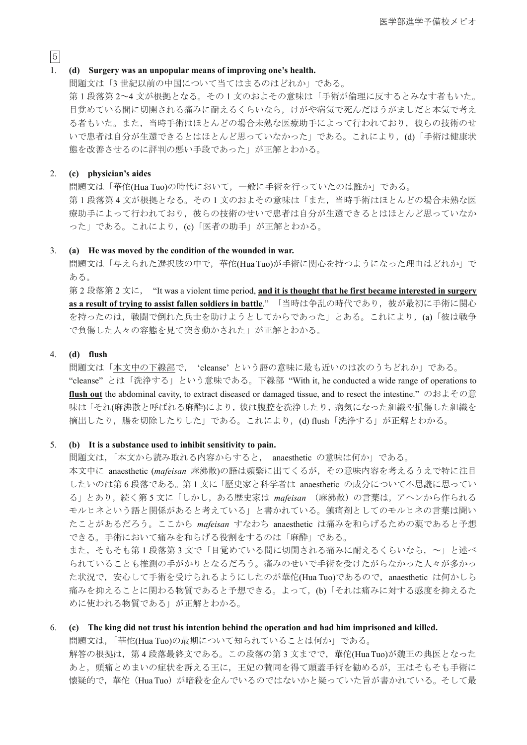5

1. **(d) Surgery was an unpopular means of improving one's health.**
問題文は「3 世紀以前の中国について当てはまるのはどれか」である。
第 1 段落第 2〜4 文が根拠となる。その 1 文のおよその意味は「手術が倫理に反するとみなす者もいた。目覚めている間に切開される痛みに耐えるくらいなら，けがや病気で死んだほうがましだと本気で考える者もいた。また，当時手術はほとんどの場合未熟な医療助手によって行われており，彼らの技術のせいで患者は自分が生還できるとはほとんど思っていなかった」である。これにより，(d)「手術は健康状態を改善させるのに評判の悪い手段であった」が正解とわかる。

2. **(c) physician's aides**
問題文は「華佗(Hua Tuo)の時代において，一般に手術を行っていたのは誰か」である。
第 1 段落第 4 文が根拠となる。その 1 文のおよその意味は「また，当時手術はほとんどの場合未熟な医療助手によって行われており，彼らの技術のせいで患者は自分が生還できるとはほとんど思っていなかった」である。これにより，(c)「医者の助手」が正解とわかる。

3. **(a) He was moved by the condition of the wounded in war.**
問題文は「与えられた選択肢の中で，華佗(Hua Tuo)が手術に関心を持つようになった理由はどれか」である。
第 2 段落第 2 文に，"It was a violent time period, **and it is thought that he first became interested in surgery as a result of trying to assist fallen soldiers in battle**."「当時は争乱の時代であり，彼が最初に手術に関心を持ったのは，戦闘で倒れた兵士を助けようとしてからであった」とある。これにより，(a)「彼は戦争で負傷した人々の容態を見て突き動かされた」が正解とわかる。

4. **(d) flush**
問題文は「本文中の下線部で，'cleanse' という語の意味に最も近いのは次のうちどれか」である。
"cleanse" とは「洗浄する」という意味である。下線部 "With it, he conducted a wide range of operations to **flush out** the abdominal cavity, to extract diseased or damaged tissue, and to resect the intestine." のおよその意味は「それ(麻沸散と呼ばれる麻酔)により，彼は腹腔を洗浄したり，病気になった組織や損傷した組織を摘出したり，腸を切除したりした」である。これにより，(d) flush「洗浄する」が正解とわかる。

5. **(b) It is a substance used to inhibit sensitivity to pain.**
問題文は，「本文から読み取れる内容からすると， anaesthetic の意味は何か」である。
本文中に anaesthetic (*mafeisan* 麻沸散)の語は頻繁に出てくるが，その意味内容を考えるうえで特に注目したいのは第 6 段落である。第 1 文に「歴史家と科学者は anaesthetic の成分について不思議に思っている」とあり，続く第 5 文に「しかし，ある歴史家は *mafeisan* （麻沸散）の言葉は，アヘンから作られるモルヒネという語と関係があると考えている」と書かれている。鎮痛剤としてのモルヒネの言葉は聞いたことがあるだろう。ここから *mafeisan* すなわち anaesthetic は痛みを和らげるための薬であると予想できる。手術において痛みを和らげる役割をするのは「麻酔」である。
また，そもそも第 1 段落第 3 文で「目覚めている間に切開される痛みに耐えるくらいなら，〜」と述べられていることも推測の手がかりとなるだろう。痛みのせいで手術を受けたがらなかった人々が多かった状況で，安心して手術を受けられるようにしたのが華佗(Hua Tuo)であるので，anaesthetic は何かしら痛みを抑えることに関わる物質であると予想できる。よって，(b)「それは痛みに対する感度を抑えるために使われる物質である」が正解とわかる。

6. **(c) The king did not trust his intention behind the operation and had him imprisoned and killed.**
問題文は，「華佗(Hua Tuo)の最期について知られていることは何か」である。
解答の根拠は，第 4 段落最終文である。この段落の第 3 文までで，華佗(Hua Tuo)が魏王の典医となったあと，頭痛とめまいの症状を訴える王に，王妃の賛同を得て頭蓋手術を勧めるが，王はそもそも手術に懐疑的で，華佗（Hua Tuo）が暗殺を企んでいるのではないかと疑っていた旨が書かれている。そして最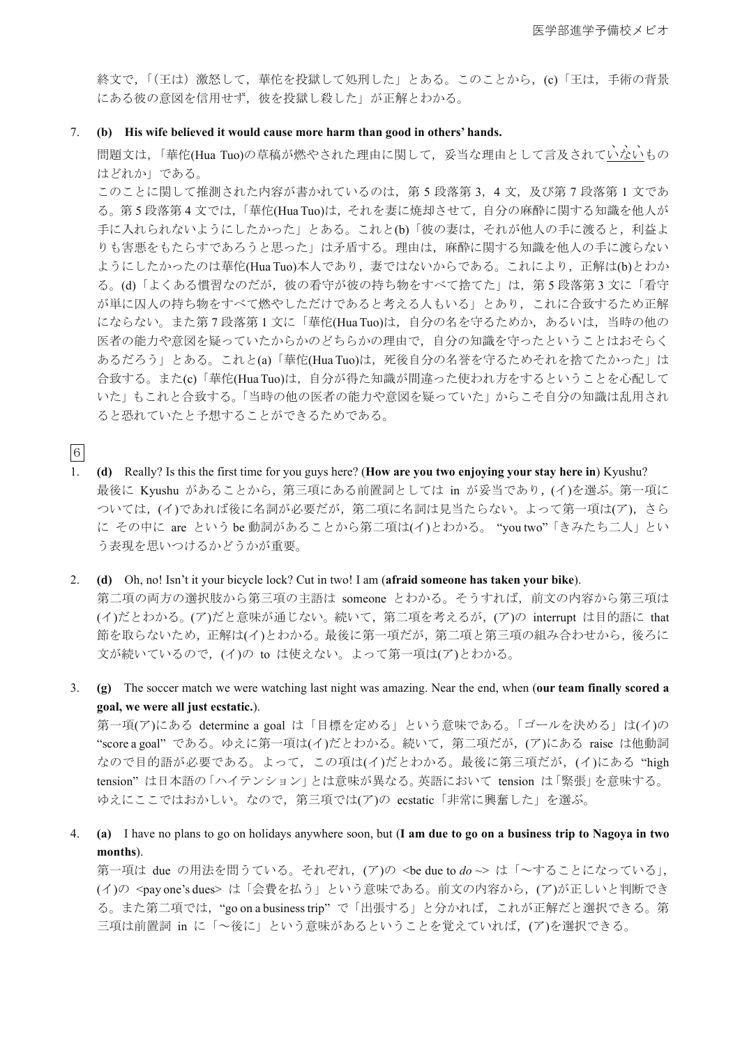終文で，「(王は）激怒して，華佗を投獄して処刑した」とある。このことから，(c)「王は，手術の背景にある彼の意図を信用せず，彼を投獄し殺した」が正解とわかる。

7. **(b)　His wife believed it would cause more harm than good in others' hands.**

問題文は，「華佗(Hua Tuo)の草稿が燃やされた理由に関して，妥当な理由として言及されていないものはどれか」である。

このことに関して推測された内容が書かれているのは，第 5 段落第 3，4 文，及び第 7 段落第 1 文である。第 5 段落第 4 文では，「華佗(Hua Tuo)は，それを妻に焼却させて，自分の麻酔に関する知識を他人が手に入れられないようにしたかった」とある。これと(b)「彼の妻は，それが他人の手に渡ると，利益よりも害悪をもたらすであろうと思った」は矛盾する。理由は，麻酔に関する知識を他人の手に渡らないようにしたかったのは華佗(Hua Tuo)本人であり，妻ではないからである。これにより，正解は(b)とわかる。(d)「よくある慣習なのだが，彼の看守が彼の持ち物をすべて捨てた」は，第 5 段落第 3 文に「看守が単に囚人の持ち物をすべて燃やしただけであると考える人もいる」とあり，これに合致するため正解にならない。また第 7 段落第 1 文に「華佗(Hua Tuo)は，自分の名を守るためか，あるいは，当時の他の医者の能力や意図を疑っていたからかのどちらかの理由で，自分の知識を守ったということはおそらくあるだろう」とある。これと(a)「華佗(Hua Tuo)は，死後自分の名誉を守るためそれを捨てたかった」は合致する。また(c)「華佗(Hua Tuo)は，自分が得た知識が間違った使われ方をするということを心配していた」もこれと合致する。「当時の他の医者の能力や意図を疑っていた」からこそ自分の知識は乱用されると恐れていたと予想することができるためである。

6

1. **(d)**　Really? Is this the first time for you guys here? (**How are you two enjoying your stay here in**) Kyushu?

最後に Kyushu があることから，第三項にある前置詞としては in が妥当であり，(イ)を選ぶ。第一項については，(イ)であれば後に名詞が必要だが，第二項に名詞は見当たらない。よって第一項は(ア)，さらに その中に are という be 動詞があることから第二項は(イ)とわかる。“you two”「きみたち二人」という表現を思いつけるかどうかが重要。

2. **(d)**　Oh, no! Isn't it your bicycle lock? Cut in two! I am (**afraid someone has taken your bike**).

第二項の両方の選択肢から第三項の主語は someone とわかる。そうすれば，前文の内容から第三項は(イ)だとわかる。(ア)だと意味が通じない。続いて，第二項を考えるが，(ア)の interrupt は目的語に that 節を取らないため，正解は(イ)とわかる。最後に第一項だが，第二項と第三項の組み合わせから，後ろに文が続いているので，(イ)の to は使えない。よって第一項は(ア)とわかる。

3. **(g)**　The soccer match we were watching last night was amazing. Near the end, when (**our team finally scored a goal, we were all just ecstatic.**).

第一項(ア)にある determine a goal は「目標を定める」という意味である。「ゴールを決める」は(イ)の “score a goal” である。ゆえに第一項は(イ)だとわかる。続いて，第二項だが，(ア)にある raise は他動詞なので目的語が必要である。よって，この項は(イ)だとわかる。最後に第三項だが，(イ)にある “high tension” は日本語の「ハイテンション」とは意味が異なる。英語において tension は「緊張」を意味する。ゆえにここではおかしい。なので，第三項では(ア)の ecstatic「非常に興奮した」を選ぶ。

4. **(a)**　I have no plans to go on holidays anywhere soon, but (**I am due to go on a business trip to Nagoya in two months**).

第一項は due の用法を問うている。それぞれ，(ア)の <be due to *do* ~> は「～することになっている」，(イ)の <pay one's dues> は「会費を払う」という意味である。前文の内容から，(ア)が正しいと判断できる。また第二項では，“go on a business trip” で「出張する」と分かれば，これが正解だと選択できる。第三項は前置詞 in に「～後に」という意味があるということを覚えていれば，(ア)を選択できる。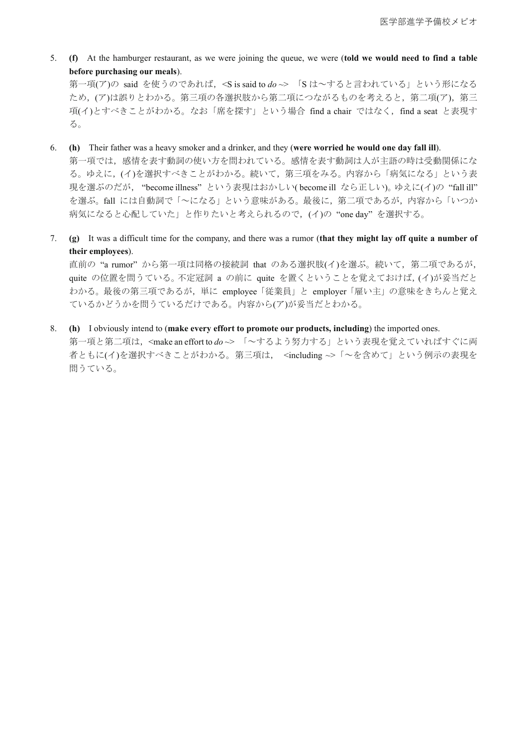5. **(f)** At the hamburger restaurant, as we were joining the queue, we were (**told we would need to find a table before purchasing our meals**).
   第一項(ア)の said を使うのであれば，<S is said to *do* ~> 「S は〜すると言われている」という形になるため，(ア)は誤りとわかる。第三項の各選択肢から第二項につながるものを考えると，第二項(ア)，第三項(イ)とすべきことがわかる。なお「席を探す」という場合 find a chair ではなく，find a seat と表現する。

6. **(h)** Their father was a heavy smoker and a drinker, and they (**were worried he would one day fall ill**).
   第一項では，感情を表す動詞の使い方を問われている。感情を表す動詞は人が主語の時は受動関係になる。ゆえに，(イ)を選択すべきことがわかる。続いて，第三項をみる。内容から「病気になる」という表現を選ぶのだが，"become illness" という表現はおかしい( become ill なら正しい)。ゆえに(イ)の "fall ill" を選ぶ。fall には自動詞で「〜になる」という意味がある。最後に，第二項であるが，内容から「いつか病気になると心配していた」と作りたいと考えられるので，(イ)の "one day" を選択する。

7. **(g)** It was a difficult time for the company, and there was a rumor (**that they might lay off quite a number of their employees**).
   直前の "a rumor" から第一項は同格の接続詞 that のある選択肢(イ)を選ぶ。続いて，第二項であるが，quite の位置を問うている。不定冠詞 a の前に quite を置くということを覚えておけば，(イ)が妥当だとわかる。最後の第三項であるが，単に employee「従業員」と employer「雇い主」の意味をきちんと覚えているかどうかを問うているだけである。内容から(ア)が妥当だとわかる。

8. **(h)** I obviously intend to (**make every effort to promote our products, including**) the imported ones.
   第一項と第二項は，<make an effort to *do* ~> 「〜するよう努力する」という表現を覚えていればすぐに両者ともに(イ)を選択すべきことがわかる。第三項は， <including ~>「〜を含めて」という例示の表現を問うている。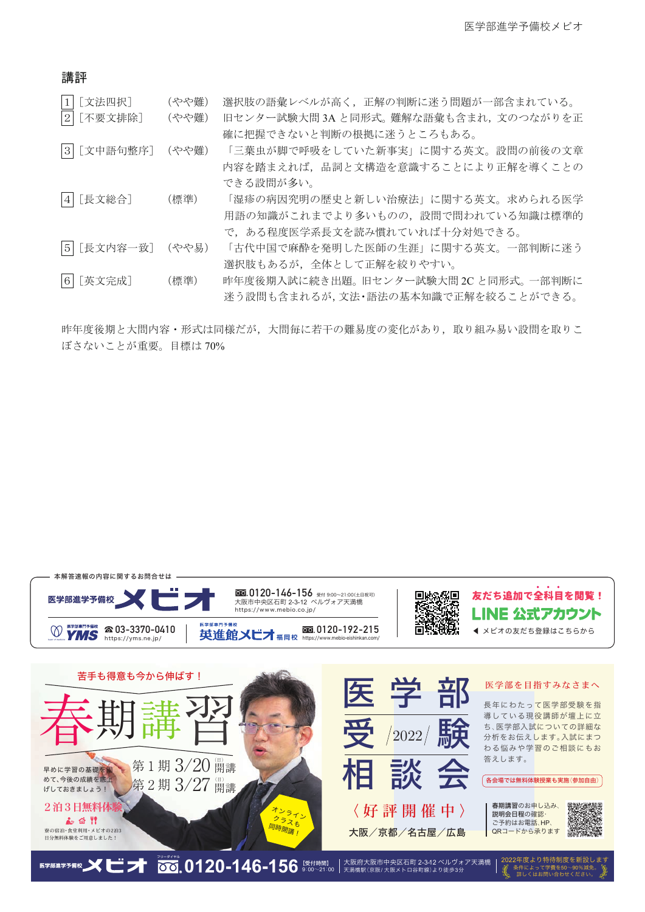## 講評

| | | |
|---|---|---|
| 1 ［文法四択］ | （やや難） | 選択肢の語彙レベルが高く，正解の判断に迷う問題が一部含まれている。 |
| 2 ［不要文排除］ | （やや難） | 旧センター試験大問 3A と同形式。難解な語彙も含まれ，文のつながりを正確に把握できないと判断の根拠に迷うところもある。 |
| 3 ［文中語句整序］ | （やや難） | 「三葉虫が脚で呼吸をしていた新事実」に関する英文。設問の前後の文章内容を踏まえれば，品詞と文構造を意識することにより正解を導くことのできる設問が多い。 |
| 4 ［長文総合］ | （標準） | 「湿疹の病因究明の歴史と新しい治療法」に関する英文。求められる医学用語の知識がこれまでより多いものの，設問で問われている知識は標準的で，ある程度医学系長文を読み慣れていれば十分対処できる。 |
| 5 ［長文内容一致］ | （やや易） | 「古代中国で麻酔を発明した医師の生涯」に関する英文。一部判断に迷う選択肢もあるが，全体として正解を絞りやすい。 |
| 6 ［英文完成］ | （標準） | 昨年度後期入試に続き出題。旧センター試験大問 2C と同形式。一部判断に迷う設問も含まれるが，文法・語法の基本知識で正解を絞ることができる。 |

昨年度後期と大問内容・形式は同様だが，大問毎に若干の難易度の変化があり，取り組み易い設問を取りこぼさないことが重要。目標は 70%

本解答速報の内容に関するお問合せは

医学部進学予備校 メビオ　0120-146-156 受付 9:00～21:00(土日祝可)　大阪市中央区石町 2-3-12 ベルヴォア天満橋　https://www.mebio.co.jp/

YMS ☎03-3370-0410 https://yms.ne.jp/

英進館メビオ 福岡校 0120-192-215 https://www.mebio-eishinkan.com/

友だち追加で全科目を閲覧！ LINE 公式アカウント ◀ メビオの友だち登録はこちらから

苦手も得意も今から伸ばす！ 春期講習

第 1 期 3/20(日) 開講　第 2 期 3/27(日) 開講

早めに学習の基礎を固めて，今後の成績を底上げしておきましょう！

2 泊 3 日無料体験　寮の宿泊・食堂利用・メビオの2泊3日分無料体験をご用意しました！

オンラインクラスも同時開講！

医学部受験相談会 2022 〈好評開催中〉 大阪／京都／名古屋／広島

医学部を目指すみなさまへ　長年にわたって医学部受験を指導している現役講師が壇上に立ち，医学部入試についての詳細な分析をお伝えします。入試にまつわる悩みや学習のご相談にもお答えします。

各会場では無料体験授業も実施（参加自由）

春期講習のお申し込み，説明会日程の確認・ご予約はお電話，HP，QRコードから承ります

医学部進学予備校 メビオ　0120-146-156 【受付時間】9:00～21:00　大阪府大阪市中央区石町 2-3-12 ベルヴォア天満橋　天満橋駅（京阪／大阪メトロ谷町線）より徒歩3分

2022年度より特待制度を新設します　条件によって学費を50～90%減免。詳しくはお問い合わせください。